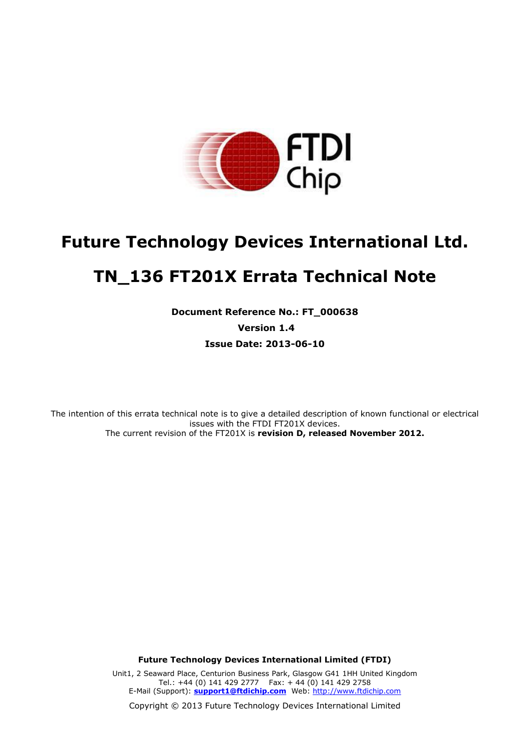# Future Technology Devices International Ltd.

# TN_136 FT201X Errata Technical Note

**Document Reference No.: FT_000638**

**Version 1.4**

**Issue Date: 2013-06-10**

The intention of this errata technical note is to give a detailed description of known functional or electrical issues with the FTDI FT201X devices.
The current revision of the FT201X is **revision D, released November 2012.**

**Future Technology Devices International Limited (FTDI)**

Unit1, 2 Seaward Place, Centurion Business Park, Glasgow G41 1HH United Kingdom
Tel.: +44 (0) 141 429 2777 Fax: + 44 (0) 141 429 2758
E-Mail (Support): **support1@ftdichip.com** Web: http://www.ftdichip.com

Copyright © 2013 Future Technology Devices International Limited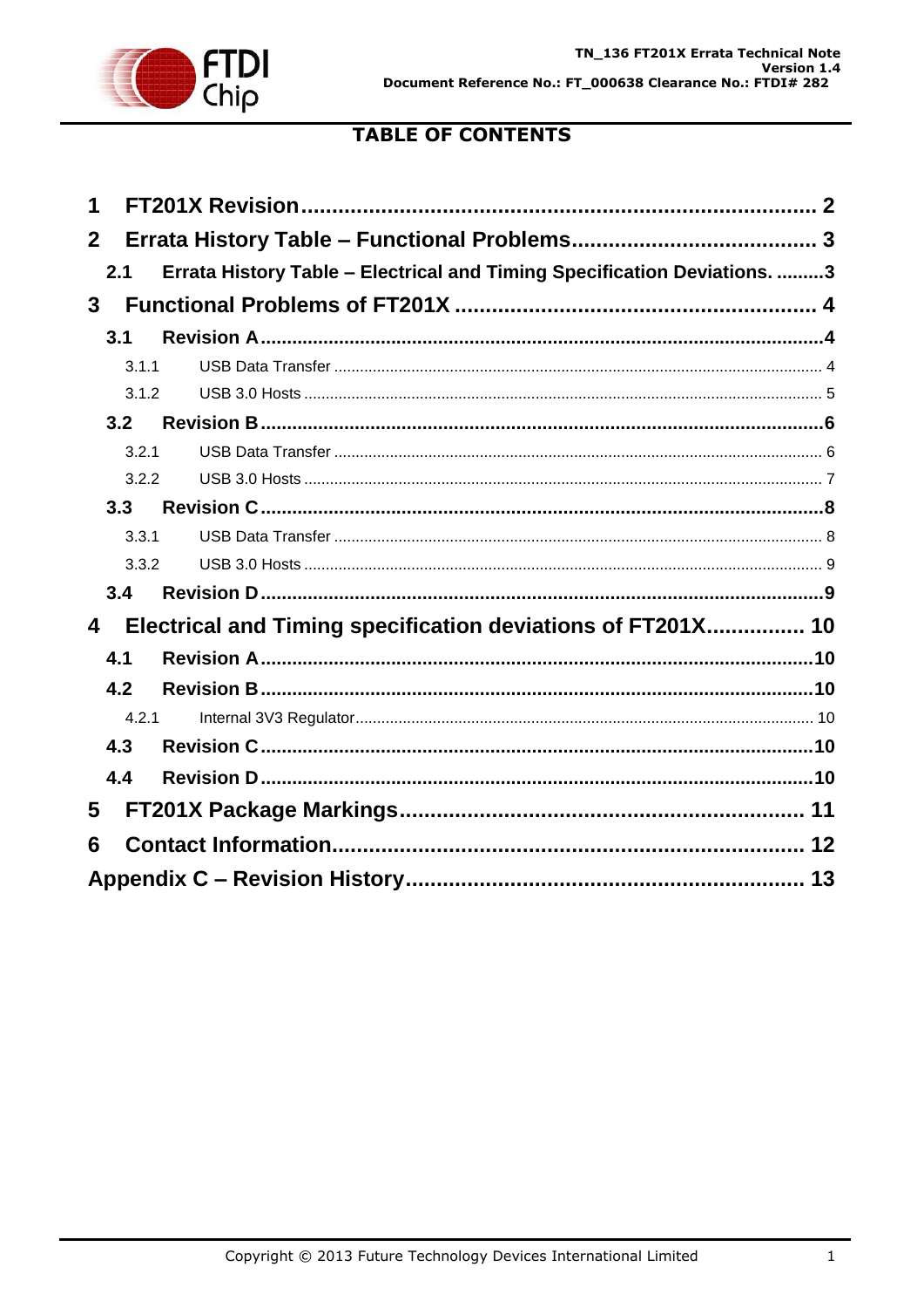## TABLE OF CONTENTS

1 FT201X Revision .................................................................................. 2

2 Errata History Table – Functional Problems ....................................... 3

  2.1 Errata History Table – Electrical and Timing Specification Deviations. .........3

3 Functional Problems of FT201X .......................................................... 4

  3.1 Revision A ...........................................................................................4

    3.1.1 USB Data Transfer ................................................................................................ 4

    3.1.2 USB 3.0 Hosts ...................................................................................................... 5

  3.2 Revision B ...........................................................................................6

    3.2.1 USB Data Transfer ................................................................................................ 6

    3.2.2 USB 3.0 Hosts ...................................................................................................... 7

  3.3 Revision C ...........................................................................................8

    3.3.1 USB Data Transfer ................................................................................................ 8

    3.3.2 USB 3.0 Hosts ...................................................................................................... 9

  3.4 Revision D ...........................................................................................9

4 Electrical and Timing specification deviations of FT201X ................ 10

  4.1 Revision A .........................................................................................10

  4.2 Revision B .........................................................................................10

    4.2.1 Internal 3V3 Regulator ......................................................................................... 10

  4.3 Revision C .........................................................................................10

  4.4 Revision D .........................................................................................10

5 FT201X Package Markings ................................................................. 11

6 Contact Information ........................................................................... 12

Appendix C – Revision History ................................................................ 13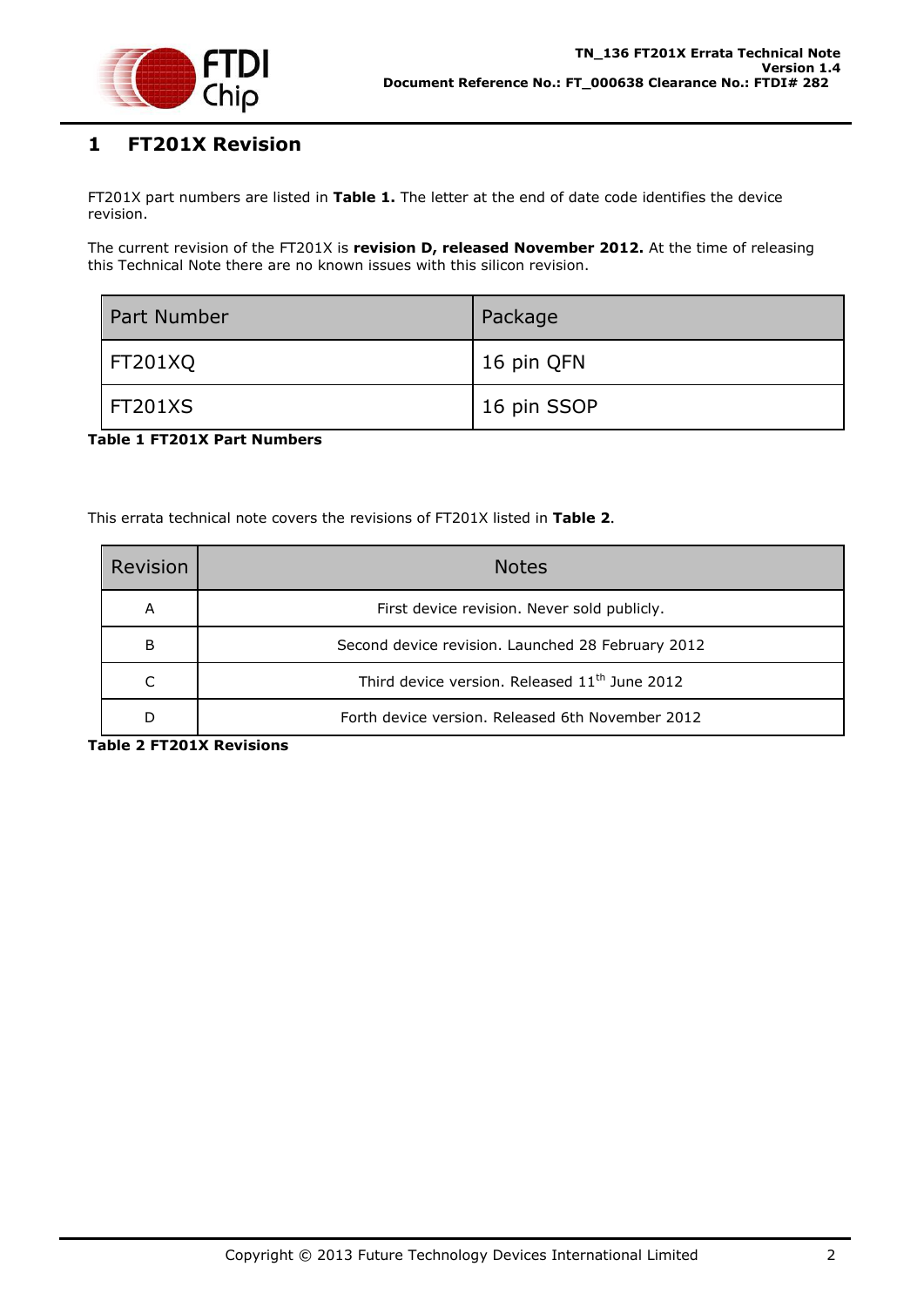# 1 FT201X Revision

FT201X part numbers are listed in **Table 1.** The letter at the end of date code identifies the device revision.

The current revision of the FT201X is **revision D, released November 2012.** At the time of releasing this Technical Note there are no known issues with this silicon revision.

| Part Number | Package |
|---|---|
| FT201XQ | 16 pin QFN |
| FT201XS | 16 pin SSOP |

**Table 1 FT201X Part Numbers**

This errata technical note covers the revisions of FT201X listed in **Table 2**.

| Revision | Notes |
|---|---|
| A | First device revision. Never sold publicly. |
| B | Second device revision. Launched 28 February 2012 |
| C | Third device version. Released 11th June 2012 |
| D | Forth device version. Released 6th November 2012 |

**Table 2 FT201X Revisions**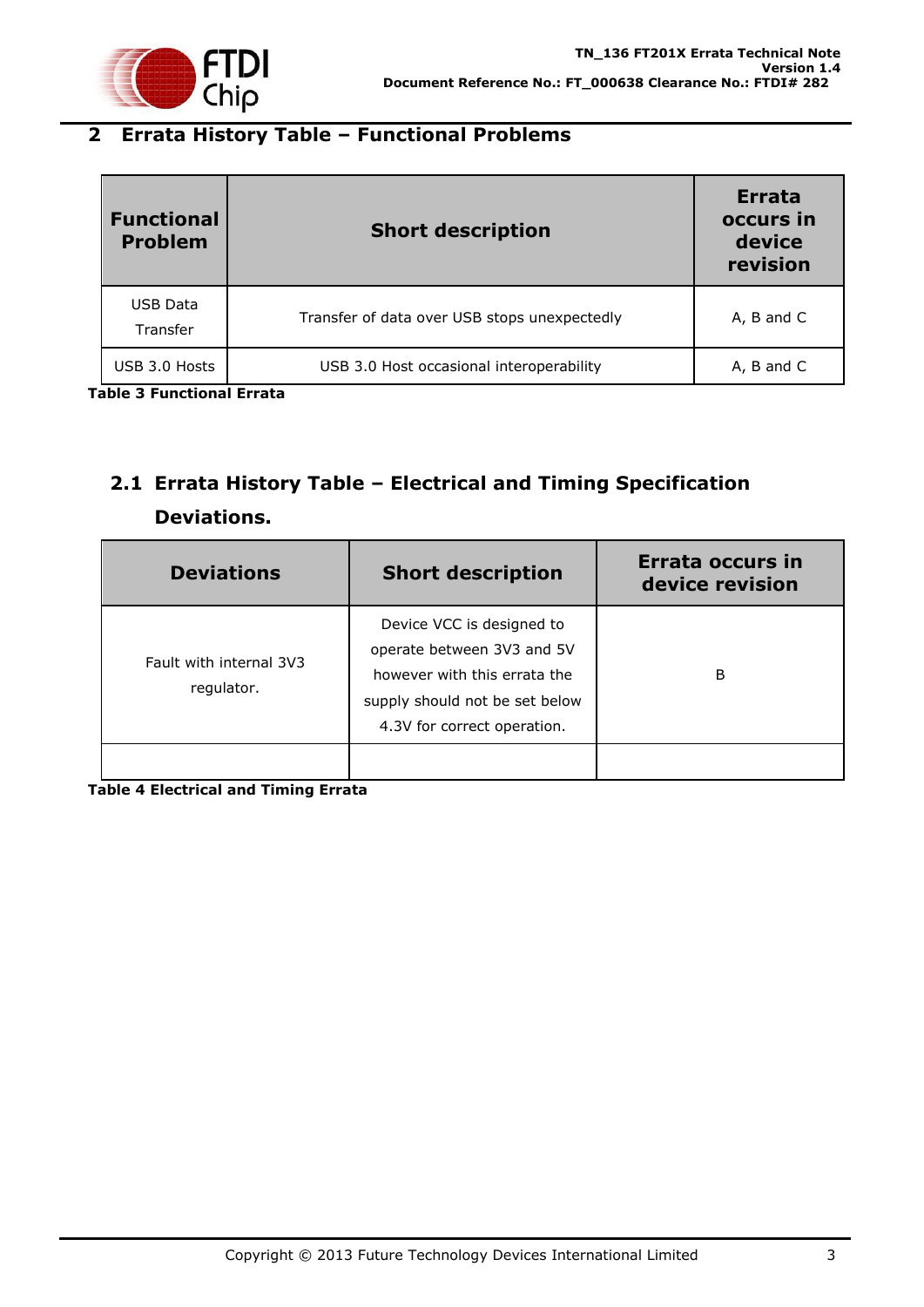## 2 Errata History Table – Functional Problems

| Functional Problem | Short description | Errata occurs in device revision |
|---|---|---|
| USB Data Transfer | Transfer of data over USB stops unexpectedly | A, B and C |
| USB 3.0 Hosts | USB 3.0 Host occasional interoperability | A, B and C |

**Table 3 Functional Errata**

### 2.1 Errata History Table – Electrical and Timing Specification Deviations.

| Deviations | Short description | Errata occurs in device revision |
|---|---|---|
| Fault with internal 3V3 regulator. | Device VCC is designed to operate between 3V3 and 5V however with this errata the supply should not be set below 4.3V for correct operation. | B |
| | | |

**Table 4 Electrical and Timing Errata**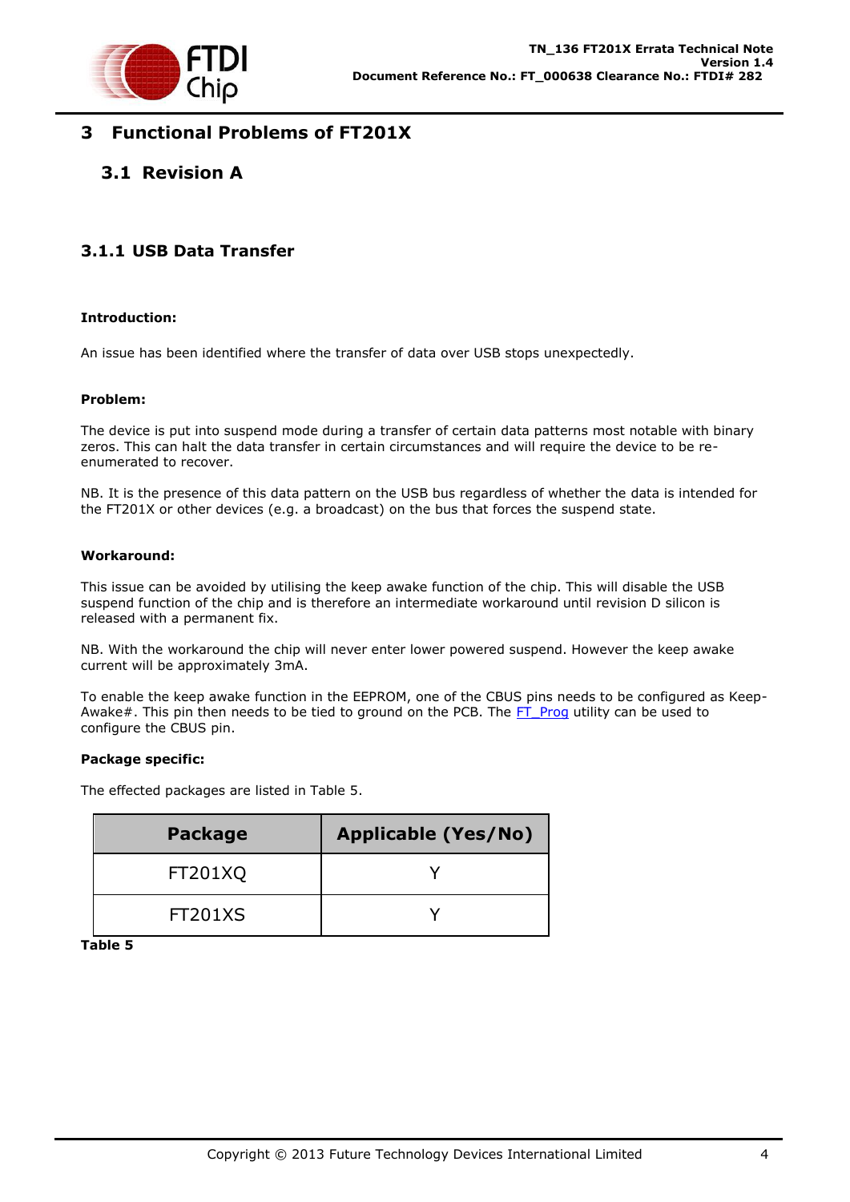# 3 Functional Problems of FT201X

## 3.1 Revision A

### 3.1.1 USB Data Transfer

**Introduction:**

An issue has been identified where the transfer of data over USB stops unexpectedly.

**Problem:**

The device is put into suspend mode during a transfer of certain data patterns most notable with binary zeros. This can halt the data transfer in certain circumstances and will require the device to be re-enumerated to recover.

NB. It is the presence of this data pattern on the USB bus regardless of whether the data is intended for the FT201X or other devices (e.g. a broadcast) on the bus that forces the suspend state.

**Workaround:**

This issue can be avoided by utilising the keep awake function of the chip. This will disable the USB suspend function of the chip and is therefore an intermediate workaround until revision D silicon is released with a permanent fix.

NB. With the workaround the chip will never enter lower powered suspend. However the keep awake current will be approximately 3mA.

To enable the keep awake function in the EEPROM, one of the CBUS pins needs to be configured as Keep-Awake#. This pin then needs to be tied to ground on the PCB. The FT_Prog utility can be used to configure the CBUS pin.

**Package specific:**

The effected packages are listed in Table 5.

| Package | Applicable (Yes/No) |
|---|---|
| FT201XQ | Y |
| FT201XS | Y |

**Table 5**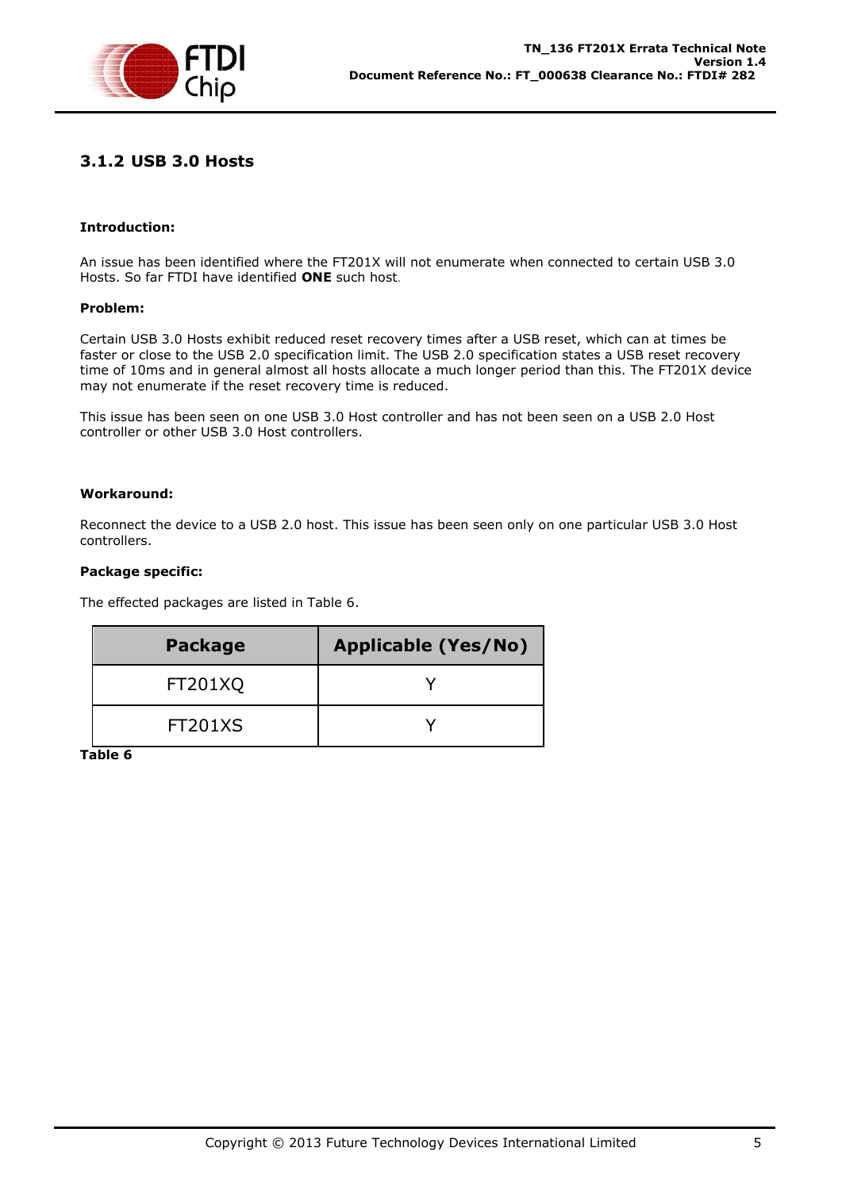### 3.1.2 USB 3.0 Hosts

**Introduction:**

An issue has been identified where the FT201X will not enumerate when connected to certain USB 3.0 Hosts. So far FTDI have identified **ONE** such host.

**Problem:**

Certain USB 3.0 Hosts exhibit reduced reset recovery times after a USB reset, which can at times be faster or close to the USB 2.0 specification limit. The USB 2.0 specification states a USB reset recovery time of 10ms and in general almost all hosts allocate a much longer period than this. The FT201X device may not enumerate if the reset recovery time is reduced.

This issue has been seen on one USB 3.0 Host controller and has not been seen on a USB 2.0 Host controller or other USB 3.0 Host controllers.

**Workaround:**

Reconnect the device to a USB 2.0 host. This issue has been seen only on one particular USB 3.0 Host controllers.

**Package specific:**

The effected packages are listed in Table 6.

| Package | Applicable (Yes/No) |
|---|---|
| FT201XQ | Y |
| FT201XS | Y |

**Table 6**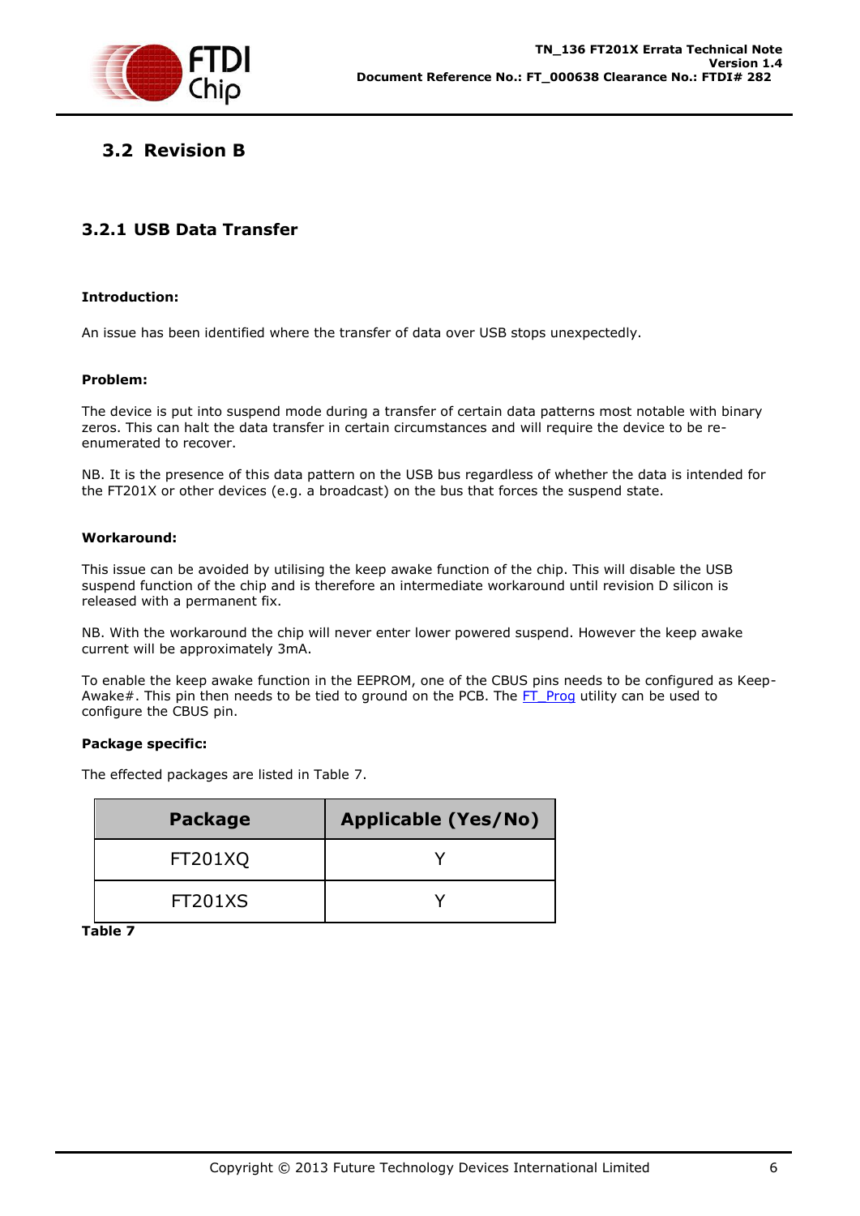## 3.2 Revision B

### 3.2.1 USB Data Transfer

**Introduction:**

An issue has been identified where the transfer of data over USB stops unexpectedly.

**Problem:**

The device is put into suspend mode during a transfer of certain data patterns most notable with binary zeros. This can halt the data transfer in certain circumstances and will require the device to be re-enumerated to recover.

NB. It is the presence of this data pattern on the USB bus regardless of whether the data is intended for the FT201X or other devices (e.g. a broadcast) on the bus that forces the suspend state.

**Workaround:**

This issue can be avoided by utilising the keep awake function of the chip. This will disable the USB suspend function of the chip and is therefore an intermediate workaround until revision D silicon is released with a permanent fix.

NB. With the workaround the chip will never enter lower powered suspend. However the keep awake current will be approximately 3mA.

To enable the keep awake function in the EEPROM, one of the CBUS pins needs to be configured as Keep-Awake#. This pin then needs to be tied to ground on the PCB. The FT_Prog utility can be used to configure the CBUS pin.

**Package specific:**

The effected packages are listed in Table 7.

| Package | Applicable (Yes/No) |
|---|---|
| FT201XQ | Y |
| FT201XS | Y |

**Table 7**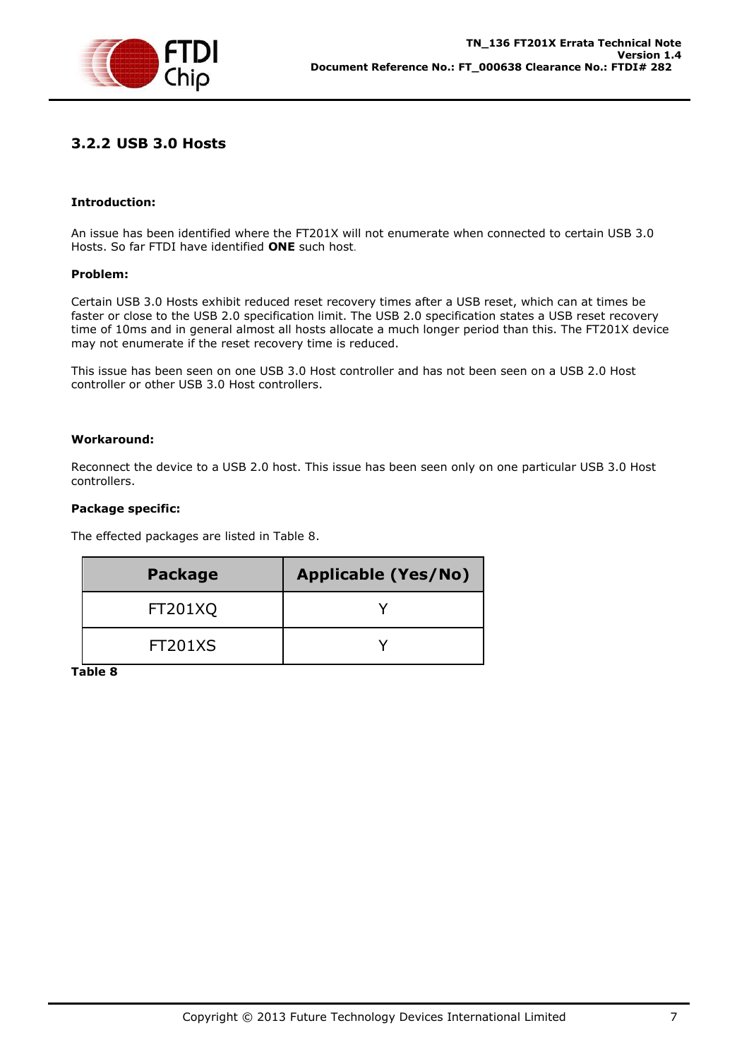### 3.2.2 USB 3.0 Hosts

**Introduction:**

An issue has been identified where the FT201X will not enumerate when connected to certain USB 3.0 Hosts. So far FTDI have identified **ONE** such host.

**Problem:**

Certain USB 3.0 Hosts exhibit reduced reset recovery times after a USB reset, which can at times be faster or close to the USB 2.0 specification limit. The USB 2.0 specification states a USB reset recovery time of 10ms and in general almost all hosts allocate a much longer period than this. The FT201X device may not enumerate if the reset recovery time is reduced.

This issue has been seen on one USB 3.0 Host controller and has not been seen on a USB 2.0 Host controller or other USB 3.0 Host controllers.

**Workaround:**

Reconnect the device to a USB 2.0 host. This issue has been seen only on one particular USB 3.0 Host controllers.

**Package specific:**

The effected packages are listed in Table 8.

| Package | Applicable (Yes/No) |
| --- | --- |
| FT201XQ | Y |
| FT201XS | Y |

**Table 8**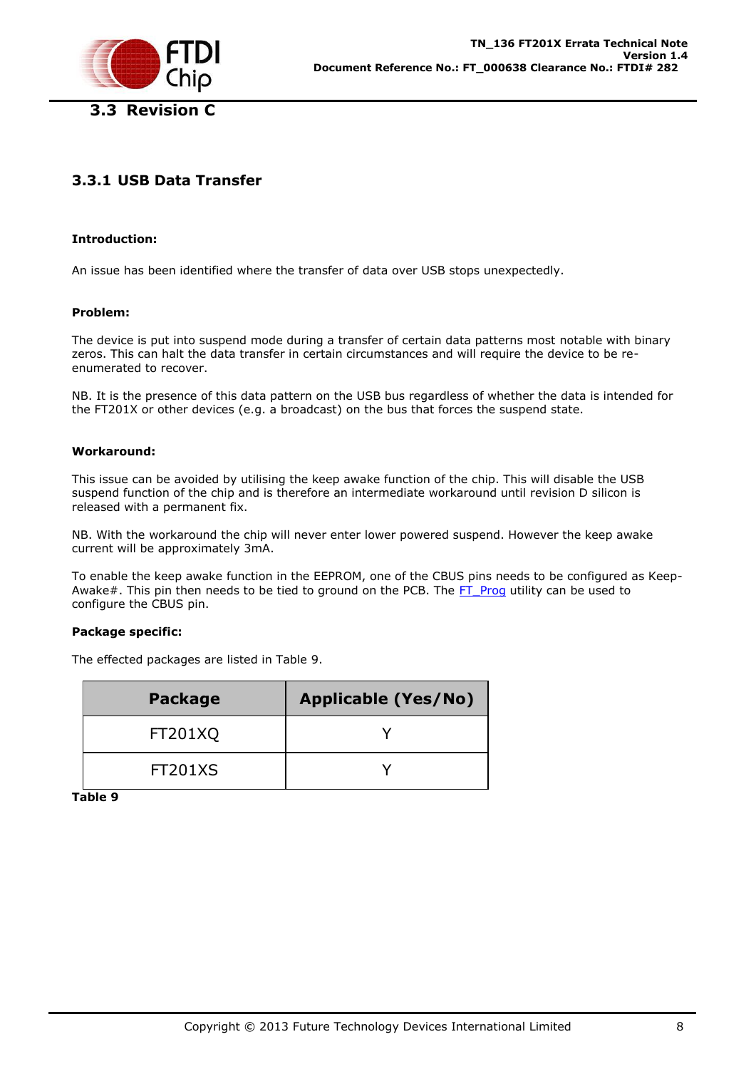## 3.3 Revision C

### 3.3.1 USB Data Transfer

**Introduction:**

An issue has been identified where the transfer of data over USB stops unexpectedly.

**Problem:**

The device is put into suspend mode during a transfer of certain data patterns most notable with binary zeros. This can halt the data transfer in certain circumstances and will require the device to be re-enumerated to recover.

NB. It is the presence of this data pattern on the USB bus regardless of whether the data is intended for the FT201X or other devices (e.g. a broadcast) on the bus that forces the suspend state.

**Workaround:**

This issue can be avoided by utilising the keep awake function of the chip. This will disable the USB suspend function of the chip and is therefore an intermediate workaround until revision D silicon is released with a permanent fix.

NB. With the workaround the chip will never enter lower powered suspend. However the keep awake current will be approximately 3mA.

To enable the keep awake function in the EEPROM, one of the CBUS pins needs to be configured as Keep-Awake#. This pin then needs to be tied to ground on the PCB. The FT_Prog utility can be used to configure the CBUS pin.

**Package specific:**

The effected packages are listed in Table 9.

| Package | Applicable (Yes/No) |
|---|---|
| FT201XQ | Y |
| FT201XS | Y |

**Table 9**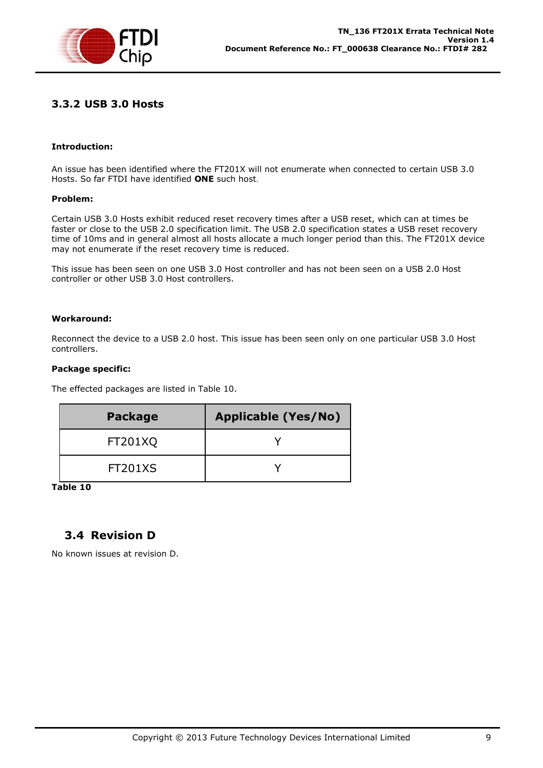### 3.3.2 USB 3.0 Hosts

**Introduction:**

An issue has been identified where the FT201X will not enumerate when connected to certain USB 3.0 Hosts. So far FTDI have identified **ONE** such host.

**Problem:**

Certain USB 3.0 Hosts exhibit reduced reset recovery times after a USB reset, which can at times be faster or close to the USB 2.0 specification limit. The USB 2.0 specification states a USB reset recovery time of 10ms and in general almost all hosts allocate a much longer period than this. The FT201X device may not enumerate if the reset recovery time is reduced.

This issue has been seen on one USB 3.0 Host controller and has not been seen on a USB 2.0 Host controller or other USB 3.0 Host controllers.

**Workaround:**

Reconnect the device to a USB 2.0 host. This issue has been seen only on one particular USB 3.0 Host controllers.

**Package specific:**

The effected packages are listed in Table 10.

| Package | Applicable (Yes/No) |
|---|---|
| FT201XQ | Y |
| FT201XS | Y |

**Table 10**

## 3.4 Revision D

No known issues at revision D.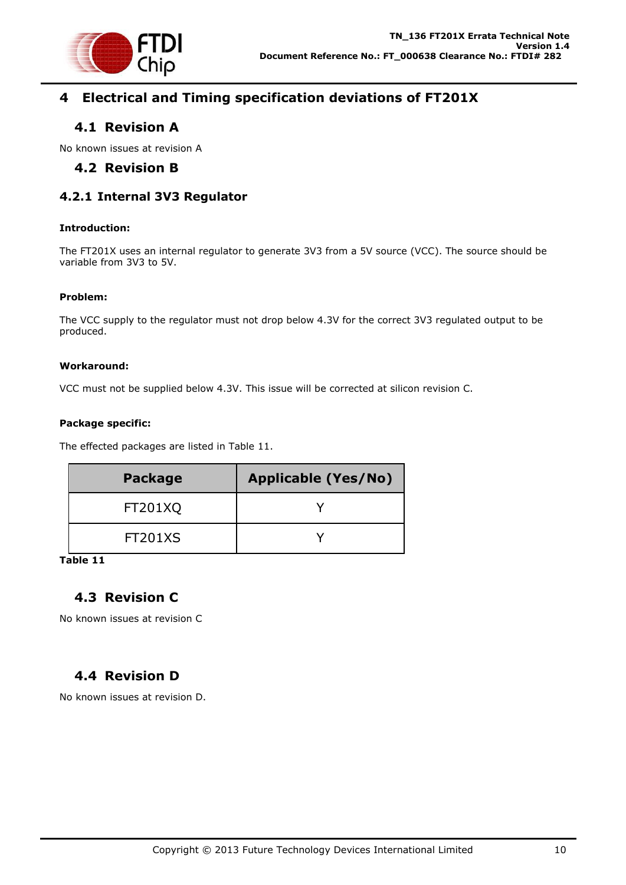# 4 Electrical and Timing specification deviations of FT201X

## 4.1 Revision A

No known issues at revision A

## 4.2 Revision B

### 4.2.1 Internal 3V3 Regulator

**Introduction:**

The FT201X uses an internal regulator to generate 3V3 from a 5V source (VCC). The source should be variable from 3V3 to 5V.

**Problem:**

The VCC supply to the regulator must not drop below 4.3V for the correct 3V3 regulated output to be produced.

**Workaround:**

VCC must not be supplied below 4.3V. This issue will be corrected at silicon revision C.

**Package specific:**

The effected packages are listed in Table 11.

| Package | Applicable (Yes/No) |
|---|---|
| FT201XQ | Y |
| FT201XS | Y |

**Table 11**

## 4.3 Revision C

No known issues at revision C

## 4.4 Revision D

No known issues at revision D.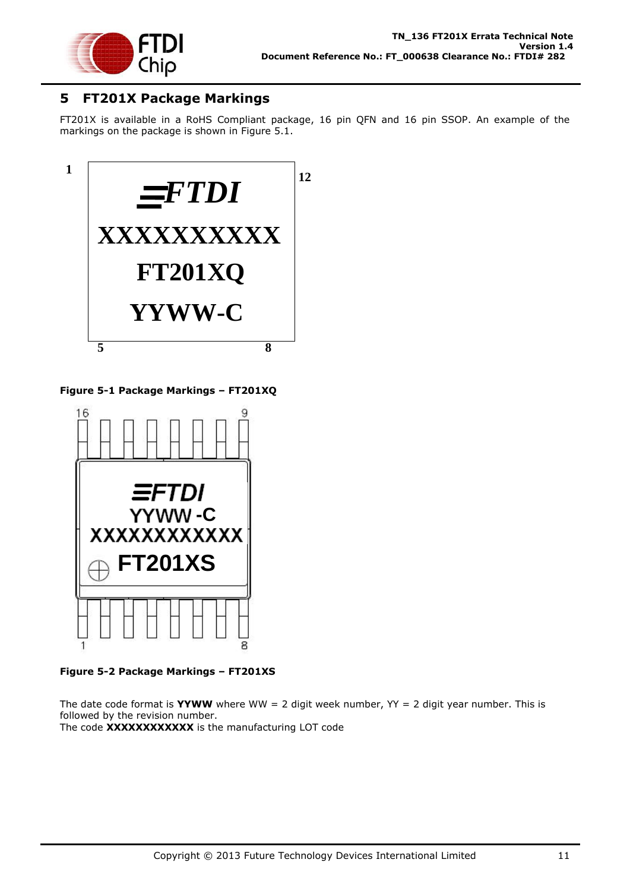# 5 FT201X Package Markings

FT201X is available in a RoHS Compliant package, 16 pin QFN and 16 pin SSOP. An example of the markings on the package is shown in Figure 5.1.

**Figure 5-1 Package Markings – FT201XQ**

**Figure 5-2 Package Markings – FT201XS**

The date code format is **YYWW** where WW = 2 digit week number, YY = 2 digit year number. This is followed by the revision number.
The code **XXXXXXXXXXXX** is the manufacturing LOT code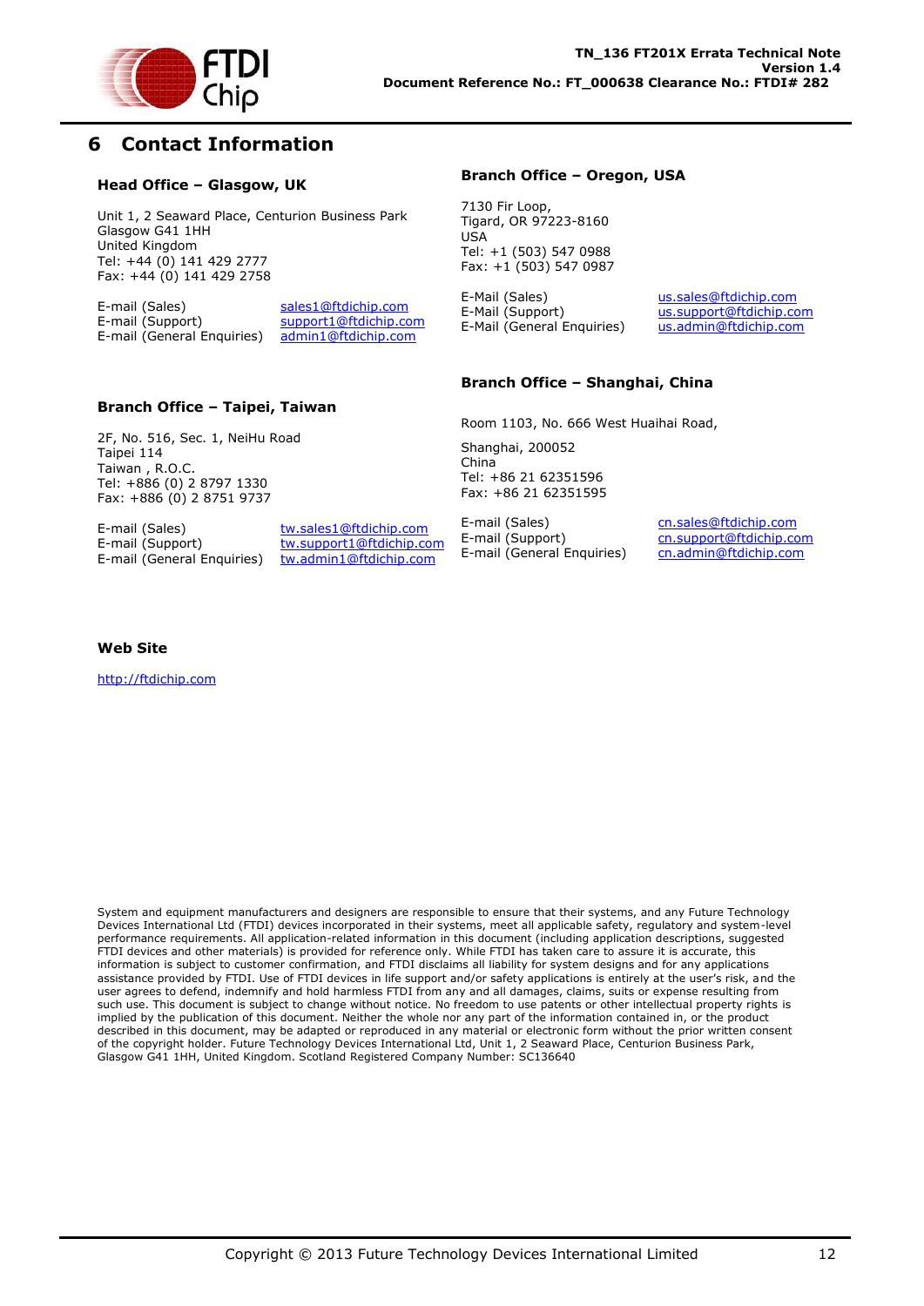# 6 Contact Information

### Head Office – Glasgow, UK

Unit 1, 2 Seaward Place, Centurion Business Park
Glasgow G41 1HH
United Kingdom
Tel: +44 (0) 141 429 2777
Fax: +44 (0) 141 429 2758

| | |
|---|---|
| E-mail (Sales) | sales1@ftdichip.com |
| E-mail (Support) | support1@ftdichip.com |
| E-mail (General Enquiries) | admin1@ftdichip.com |

### Branch Office – Oregon, USA

7130 Fir Loop,
Tigard, OR 97223-8160
USA
Tel: +1 (503) 547 0988
Fax: +1 (503) 547 0987

| | |
|---|---|
| E-Mail (Sales) | us.sales@ftdichip.com |
| E-Mail (Support) | us.support@ftdichip.com |
| E-Mail (General Enquiries) | us.admin@ftdichip.com |

### Branch Office – Taipei, Taiwan

2F, No. 516, Sec. 1, NeiHu Road
Taipei 114
Taiwan , R.O.C.
Tel: +886 (0) 2 8797 1330
Fax: +886 (0) 2 8751 9737

| | |
|---|---|
| E-mail (Sales) | tw.sales1@ftdichip.com |
| E-mail (Support) | tw.support1@ftdichip.com |
| E-mail (General Enquiries) | tw.admin1@ftdichip.com |

### Branch Office – Shanghai, China

Room 1103, No. 666 West Huaihai Road,

Shanghai, 200052
China
Tel: +86 21 62351596
Fax: +86 21 62351595

| | |
|---|---|
| E-mail (Sales) | cn.sales@ftdichip.com |
| E-mail (Support) | cn.support@ftdichip.com |
| E-mail (General Enquiries) | cn.admin@ftdichip.com |

### Web Site

http://ftdichip.com

System and equipment manufacturers and designers are responsible to ensure that their systems, and any Future Technology Devices International Ltd (FTDI) devices incorporated in their systems, meet all applicable safety, regulatory and system-level performance requirements. All application-related information in this document (including application descriptions, suggested FTDI devices and other materials) is provided for reference only. While FTDI has taken care to assure it is accurate, this information is subject to customer confirmation, and FTDI disclaims all liability for system designs and for any applications assistance provided by FTDI. Use of FTDI devices in life support and/or safety applications is entirely at the user's risk, and the user agrees to defend, indemnify and hold harmless FTDI from any and all damages, claims, suits or expense resulting from such use. This document is subject to change without notice. No freedom to use patents or other intellectual property rights is implied by the publication of this document. Neither the whole nor any part of the information contained in, or the product described in this document, may be adapted or reproduced in any material or electronic form without the prior written consent of the copyright holder. Future Technology Devices International Ltd, Unit 1, 2 Seaward Place, Centurion Business Park, Glasgow G41 1HH, United Kingdom. Scotland Registered Company Number: SC136640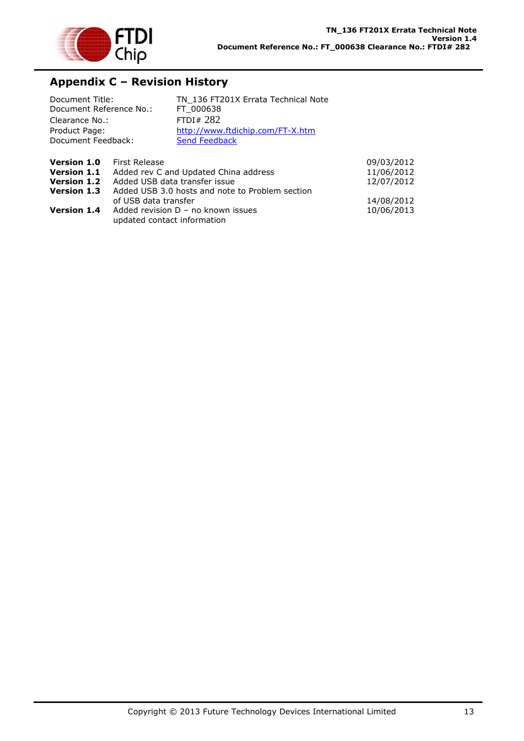# Appendix C – Revision History

| | |
|---|---|
| Document Title: | TN_136 FT201X Errata Technical Note |
| Document Reference No.: | FT_000638 |
| Clearance No.: | FTDI# 282 |
| Product Page: | http://www.ftdichip.com/FT-X.htm |
| Document Feedback: | Send Feedback |

| | | |
|---|---|---|
| **Version 1.0** | First Release | 09/03/2012 |
| **Version 1.1** | Added rev C and Updated China address | 11/06/2012 |
| **Version 1.2** | Added USB data transfer issue | 12/07/2012 |
| **Version 1.3** | Added USB 3.0 hosts and note to Problem section of USB data transfer | 14/08/2012 |
| **Version 1.4** | Added revision D – no known issues updated contact information | 10/06/2013 |